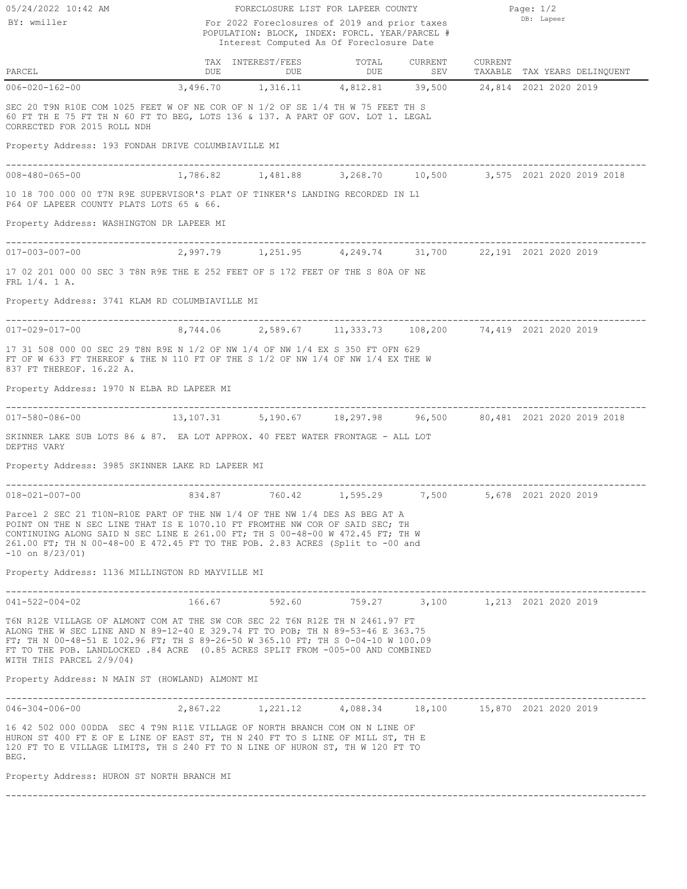# FORECLOSURE LIST FOR LAPEER COUNTY

05/24/2022 10:42 AM
BY: wmiller

For 2022 Foreclosures of 2019 and prior taxes
POPULATION: BLOCK, INDEX: FORCL. YEAR/PARCEL #
Interest Computed As Of Foreclosure Date

DB: Lapeer

| PARCEL | TAX DUE | INTEREST/FEES DUE | TOTAL DUE | CURRENT SEV | CURRENT TAXABLE | TAX YEARS DELINQUENT |
|---|---|---|---|---|---|---|
| 006-020-162-00 | 3,496.70 | 1,316.11 | 4,812.81 | 39,500 | 24,814 | 2021 2020 2019 |

SEC 20 T9N R10E COM 1025 FEET W OF NE COR OF N 1/2 OF SE 1/4 TH W 75 FEET TH S 60 FT TH E 75 FT TH N 60 FT TO BEG, LOTS 136 & 137. A PART OF GOV. LOT 1. LEGAL CORRECTED FOR 2015 ROLL NDH

Property Address: 193 FONDAH DRIVE COLUMBIAVILLE MI

---

| PARCEL | TAX DUE | INTEREST/FEES DUE | TOTAL DUE | CURRENT SEV | CURRENT TAXABLE | TAX YEARS DELINQUENT |
|---|---|---|---|---|---|---|
| 008-480-065-00 | 1,786.82 | 1,481.88 | 3,268.70 | 10,500 | 3,575 | 2021 2020 2019 2018 |

10 18 700 000 00 T7N R9E SUPERVISOR'S PLAT OF TINKER'S LANDING RECORDED IN L1 P64 OF LAPEER COUNTY PLATS LOTS 65 & 66.

Property Address: WASHINGTON DR LAPEER MI

---

| PARCEL | TAX DUE | INTEREST/FEES DUE | TOTAL DUE | CURRENT SEV | CURRENT TAXABLE | TAX YEARS DELINQUENT |
|---|---|---|---|---|---|---|
| 017-003-007-00 | 2,997.79 | 1,251.95 | 4,249.74 | 31,700 | 22,191 | 2021 2020 2019 |

17 02 201 000 00 SEC 3 T8N R9E THE E 252 FEET OF S 172 FEET OF THE S 80A OF NE FRL 1/4. 1 A.

Property Address: 3741 KLAM RD COLUMBIAVILLE MI

---

| PARCEL | TAX DUE | INTEREST/FEES DUE | TOTAL DUE | CURRENT SEV | CURRENT TAXABLE | TAX YEARS DELINQUENT |
|---|---|---|---|---|---|---|
| 017-029-017-00 | 8,744.06 | 2,589.67 | 11,333.73 | 108,200 | 74,419 | 2021 2020 2019 |

17 31 508 000 00 SEC 29 T8N R9E N 1/2 OF NW 1/4 OF NW 1/4 EX S 350 FT OFN 629 FT OF W 633 FT THEREOF & THE N 110 FT OF THE S 1/2 OF NW 1/4 OF NW 1/4 EX THE W 837 FT THEREOF. 16.22 A.

Property Address: 1970 N ELBA RD LAPEER MI

---

| PARCEL | TAX DUE | INTEREST/FEES DUE | TOTAL DUE | CURRENT SEV | CURRENT TAXABLE | TAX YEARS DELINQUENT |
|---|---|---|---|---|---|---|
| 017-580-086-00 | 13,107.31 | 5,190.67 | 18,297.98 | 96,500 | 80,481 | 2021 2020 2019 2018 |

SKINNER LAKE SUB LOTS 86 & 87. EA LOT APPROX. 40 FEET WATER FRONTAGE - ALL LOT DEPTHS VARY

Property Address: 3985 SKINNER LAKE RD LAPEER MI

---

| PARCEL | TAX DUE | INTEREST/FEES DUE | TOTAL DUE | CURRENT SEV | CURRENT TAXABLE | TAX YEARS DELINQUENT |
|---|---|---|---|---|---|---|
| 018-021-007-00 | 834.87 | 760.42 | 1,595.29 | 7,500 | 5,678 | 2021 2020 2019 |

Parcel 2 SEC 21 T10N-R10E PART OF THE NW 1/4 OF THE NW 1/4 DES AS BEG AT A POINT ON THE N SEC LINE THAT IS E 1070.10 FT FROMTHE NW COR OF SAID SEC; TH CONTINUING ALONG SAID N SEC LINE E 261.00 FT; TH S 00-48-00 W 472.45 FT; TH W 261.00 FT; TH N 00-48-00 E 472.45 FT TO THE POB. 2.83 ACRES (Split to -00 and -10 on 8/23/01)

Property Address: 1136 MILLINGTON RD MAYVILLE MI

---

| PARCEL | TAX DUE | INTEREST/FEES DUE | TOTAL DUE | CURRENT SEV | CURRENT TAXABLE | TAX YEARS DELINQUENT |
|---|---|---|---|---|---|---|
| 041-522-004-02 | 166.67 | 592.60 | 759.27 | 3,100 | 1,213 | 2021 2020 2019 |

T6N R12E VILLAGE OF ALMONT COM AT THE SW COR SEC 22 T6N R12E TH N 2461.97 FT ALONG THE W SEC LINE AND N 89-12-40 E 329.74 FT TO POB; TH N 89-53-46 E 363.75 FT; TH N 00-48-51 E 102.96 FT; TH S 89-26-50 W 365.10 FT; TH S 0-04-10 W 100.09 FT TO THE POB. LANDLOCKED .84 ACRE (0.85 ACRES SPLIT FROM -005-00 AND COMBINED WITH THIS PARCEL 2/9/04)

Property Address: N MAIN ST (HOWLAND) ALMONT MI

---

| PARCEL | TAX DUE | INTEREST/FEES DUE | TOTAL DUE | CURRENT SEV | CURRENT TAXABLE | TAX YEARS DELINQUENT |
|---|---|---|---|---|---|---|
| 046-304-006-00 | 2,867.22 | 1,221.12 | 4,088.34 | 18,100 | 15,870 | 2021 2020 2019 |

16 42 502 000 00DDA SEC 4 T9N R11E VILLAGE OF NORTH BRANCH COM ON N LINE OF HURON ST 400 FT E OF E LINE OF EAST ST, TH N 240 FT TO S LINE OF MILL ST, TH E 120 FT TO E VILLAGE LIMITS, TH S 240 FT TO N LINE OF HURON ST, TH W 120 FT TO BEG.

Property Address: HURON ST NORTH BRANCH MI

---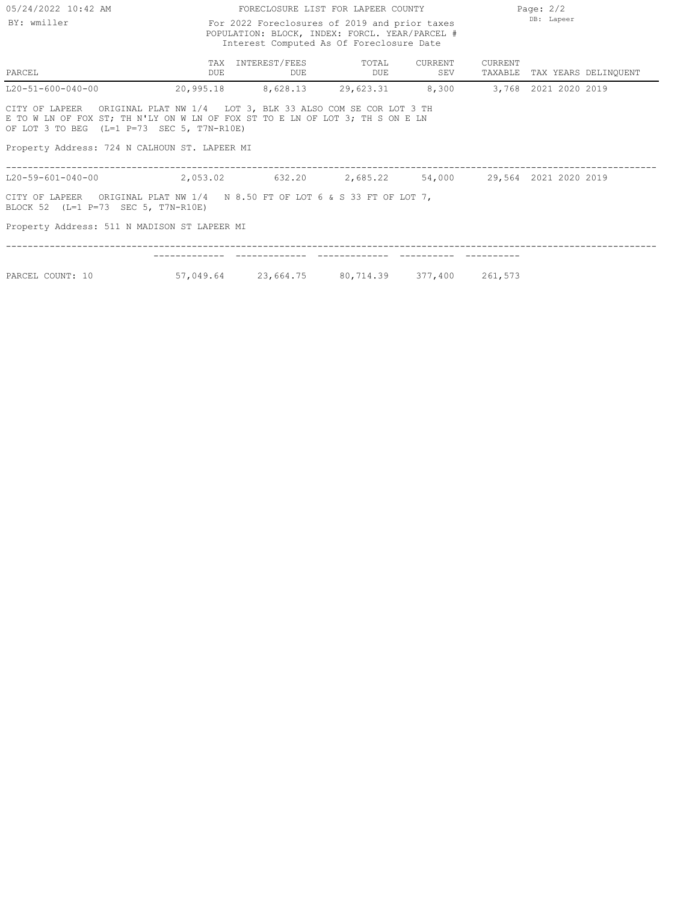FORECLOSURE LIST FOR LAPEER COUNTY

For 2022 Foreclosures of 2019 and prior taxes
POPULATION: BLOCK, INDEX: FORCL. YEAR/PARCEL #
Interest Computed As Of Foreclosure Date

| PARCEL | TAX DUE | INTEREST/FEES DUE | TOTAL DUE | CURRENT SEV | CURRENT TAXABLE | TAX YEARS DELINQUENT |
|---|---|---|---|---|---|---|
| L20-51-600-040-00 | 20,995.18 | 8,628.13 | 29,623.31 | 8,300 | 3,768 | 2021 2020 2019 |

CITY OF LAPEER ORIGINAL PLAT NW 1/4 LOT 3, BLK 33 ALSO COM SE COR LOT 3 TH E TO W LN OF FOX ST; TH N'LY ON W LN OF FOX ST TO E LN OF LOT 3; TH S ON E LN OF LOT 3 TO BEG (L=1 P=73 SEC 5, T7N-R10E)

Property Address: 724 N CALHOUN ST. LAPEER MI

| PARCEL | TAX DUE | INTEREST/FEES DUE | TOTAL DUE | CURRENT SEV | CURRENT TAXABLE | TAX YEARS DELINQUENT |
|---|---|---|---|---|---|---|
| L20-59-601-040-00 | 2,053.02 | 632.20 | 2,685.22 | 54,000 | 29,564 | 2021 2020 2019 |

CITY OF LAPEER ORIGINAL PLAT NW 1/4 N 8.50 FT OF LOT 6 & S 33 FT OF LOT 7, BLOCK 52 (L=1 P=73 SEC 5, T7N-R10E)

Property Address: 511 N MADISON ST LAPEER MI

| | TAX DUE | INTEREST/FEES DUE | TOTAL DUE | CURRENT SEV | CURRENT TAXABLE |
|---|---|---|---|---|---|
| PARCEL COUNT: 10 | 57,049.64 | 23,664.75 | 80,714.39 | 377,400 | 261,573 |